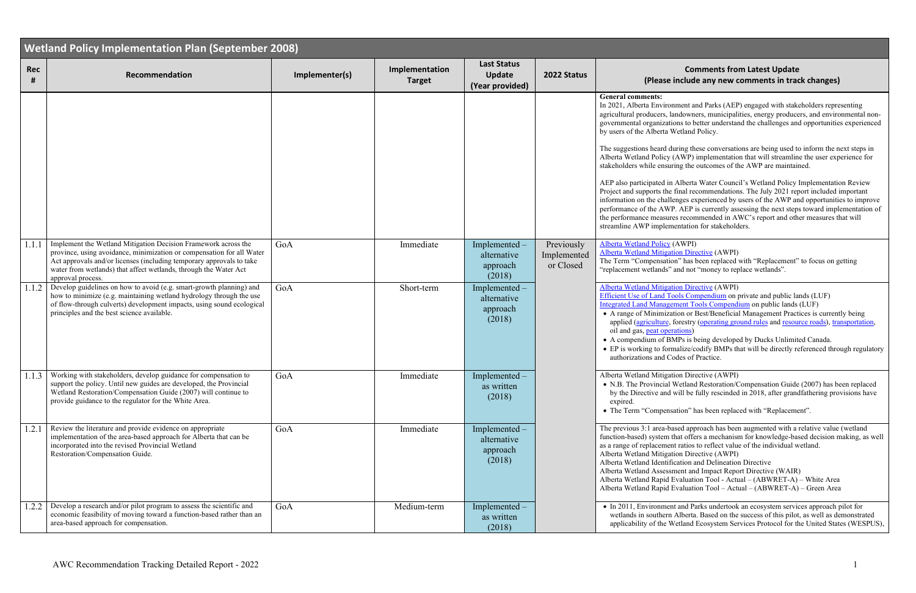## Wetland Policy Implementation Plan (September 2008)

| Rec # | Recommendation | Implementer(s) | Implementation Target | Last Status Update (Year provided) | 2022 Status | Comments from Latest Update (Please include any new comments in track changes) |
|---|---|---|---|---|---|---|
| | | | | | | **General comments:**<br>In 2021, Alberta Environment and Parks (AEP) engaged with stakeholders representing agricultural producers, landowners, municipalities, energy producers, and environmental non-governmental organizations to better understand the challenges and opportunities experienced by users of the Alberta Wetland Policy.<br><br>The suggestions heard during these conversations are being used to inform the next steps in Alberta Wetland Policy (AWP) implementation that will streamline the user experience for stakeholders while ensuring the outcomes of the AWP are maintained.<br><br>AEP also participated in Alberta Water Council's Wetland Policy Implementation Review Project and supports the final recommendations. The July 2021 report included important information on the challenges experienced by users of the AWP and opportunities to improve performance of the AWP. AEP is currently assessing the next steps toward implementation of the performance measures recommended in AWC's report and other measures that will streamline AWP implementation for stakeholders. |
| 1.1.1 | Implement the Wetland Mitigation Decision Framework across the province, using avoidance, minimization or compensation for all Water Act approvals and/or licenses (including temporary approvals to take water from wetlands) that affect wetlands, through the Water Act approval process. | GoA | Immediate | Implemented – alternative approach (2018) | Previously Implemented or Closed | Alberta Wetland Policy (AWPI)<br>Alberta Wetland Mitigation Directive (AWPI)<br>The Term "Compensation" has been replaced with "Replacement" to focus on getting "replacement wetlands" and not "money to replace wetlands". |
| 1.1.2 | Develop guidelines on how to avoid (e.g. smart-growth planning) and how to minimize (e.g. maintaining wetland hydrology through the use of flow-through culverts) development impacts, using sound ecological principles and the best science available. | GoA | Short-term | Implemented – alternative approach (2018) | | Alberta Wetland Mitigation Directive (AWPI)<br>Efficient Use of Land Tools Compendium on private and public lands (LUF)<br>Integrated Land Management Tools Compendium on public lands (LUF)<br>• A range of Minimization or Best/Beneficial Management Practices is currently being applied (agriculture, forestry (operating ground rules and resource roads), transportation, oil and gas, peat operations)<br>• A compendium of BMPs is being developed by Ducks Unlimited Canada.<br>• EP is working to formalize/codify BMPs that will be directly referenced through regulatory authorizations and Codes of Practice. |
| 1.1.3 | Working with stakeholders, develop guidance for compensation to support the policy. Until new guides are developed, the Provincial Wetland Restoration/Compensation Guide (2007) will continue to provide guidance to the regulator for the White Area. | GoA | Immediate | Implemented – as written (2018) | | Alberta Wetland Mitigation Directive (AWPI)<br>• N.B. The Provincial Wetland Restoration/Compensation Guide (2007) has been replaced by the Directive and will be fully rescinded in 2018, after grandfathering provisions have expired.<br>• The Term "Compensation" has been replaced with "Replacement". |
| 1.2.1 | Review the literature and provide evidence on appropriate implementation of the area-based approach for Alberta that can be incorporated into the revised Provincial Wetland Restoration/Compensation Guide. | GoA | Immediate | Implemented – alternative approach (2018) | | The previous 3:1 area-based approach has been augmented with a relative value (wetland function-based) system that offers a mechanism for knowledge-based decision making, as well as a range of replacement ratios to reflect value of the individual wetland.<br>Alberta Wetland Mitigation Directive (AWPI)<br>Alberta Wetland Identification and Delineation Directive<br>Alberta Wetland Assessment and Impact Report Directive (WAIR)<br>Alberta Wetland Rapid Evaluation Tool - Actual – (ABWRET-A) – White Area<br>Alberta Wetland Rapid Evaluation Tool – Actual – (ABWRET-A) – Green Area |
| 1.2.2 | Develop a research and/or pilot program to assess the scientific and economic feasibility of moving toward a function-based rather than an area-based approach for compensation. | GoA | Medium-term | Implemented – as written (2018) | | • In 2011, Environment and Parks undertook an ecosystem services approach pilot for wetlands in southern Alberta. Based on the success of this pilot, as well as demonstrated applicability of the Wetland Ecosystem Services Protocol for the United States (WESPUS), |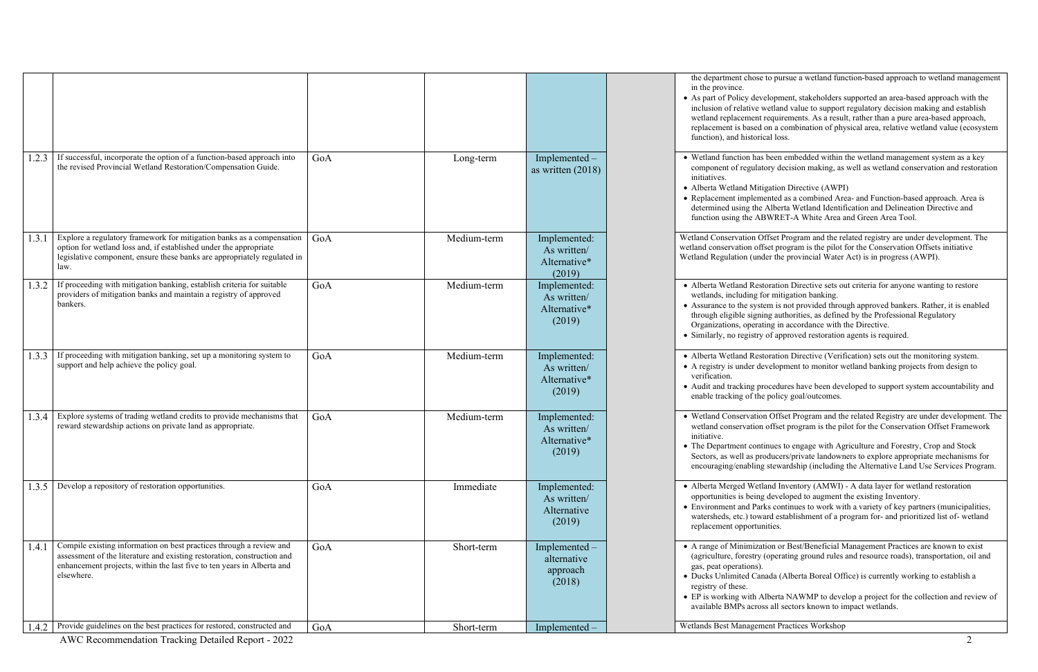| | | | | | |
|---|---|---|---|---|---|
| | | | | | the department chose to pursue a wetland function-based approach to wetland management in the province.<br>• As part of Policy development, stakeholders supported an area-based approach with the inclusion of relative wetland value to support regulatory decision making and establish wetland replacement requirements. As a result, rather than a pure area-based approach, replacement is based on a combination of physical area, relative wetland value (ecosystem function), and historical loss. |
| 1.2.3 | If successful, incorporate the option of a function-based approach into the revised Provincial Wetland Restoration/Compensation Guide. | GoA | Long-term | Implemented – as written (2018) | | • Wetland function has been embedded within the wetland management system as a key component of regulatory decision making, as well as wetland conservation and restoration initiatives.<br>• Alberta Wetland Mitigation Directive (AWPI)<br>• Replacement implemented as a combined Area- and Function-based approach. Area is determined using the Alberta Wetland Identification and Delineation Directive and function using the ABWRET-A White Area and Green Area Tool. |
| 1.3.1 | Explore a regulatory framework for mitigation banks as a compensation option for wetland loss and, if established under the appropriate legislative component, ensure these banks are appropriately regulated in law. | GoA | Medium-term | Implemented: As written/ Alternative* (2019) | | Wetland Conservation Offset Program and the related registry are under development. The wetland conservation offset program is the pilot for the Conservation Offsets initiative Wetland Regulation (under the provincial Water Act) is in progress (AWPI). |
| 1.3.2 | If proceeding with mitigation banking, establish criteria for suitable providers of mitigation banks and maintain a registry of approved bankers. | GoA | Medium-term | Implemented: As written/ Alternative* (2019) | | • Alberta Wetland Restoration Directive sets out criteria for anyone wanting to restore wetlands, including for mitigation banking.<br>• Assurance to the system is not provided through approved bankers. Rather, it is enabled through eligible signing authorities, as defined by the Professional Regulatory Organizations, operating in accordance with the Directive.<br>• Similarly, no registry of approved restoration agents is required. |
| 1.3.3 | If proceeding with mitigation banking, set up a monitoring system to support and help achieve the policy goal. | GoA | Medium-term | Implemented: As written/ Alternative* (2019) | | • Alberta Wetland Restoration Directive (Verification) sets out the monitoring system.<br>• A registry is under development to monitor wetland banking projects from design to verification.<br>• Audit and tracking procedures have been developed to support system accountability and enable tracking of the policy goal/outcomes. |
| 1.3.4 | Explore systems of trading wetland credits to provide mechanisms that reward stewardship actions on private land as appropriate. | GoA | Medium-term | Implemented: As written/ Alternative* (2019) | | • Wetland Conservation Offset Program and the related Registry are under development. The wetland conservation offset program is the pilot for the Conservation Offset Framework initiative.<br>• The Department continues to engage with Agriculture and Forestry, Crop and Stock Sectors, as well as producers/private landowners to explore appropriate mechanisms for encouraging/enabling stewardship (including the Alternative Land Use Services Program. |
| 1.3.5 | Develop a repository of restoration opportunities. | GoA | Immediate | Implemented: As written/ Alternative (2019) | | • Alberta Merged Wetland Inventory (AMWI) - A data layer for wetland restoration opportunities is being developed to augment the existing Inventory.<br>• Environment and Parks continues to work with a variety of key partners (municipalities, watersheds, etc.) toward establishment of a program for- and prioritized list of- wetland replacement opportunities. |
| 1.4.1 | Compile existing information on best practices through a review and assessment of the literature and existing restoration, construction and enhancement projects, within the last five to ten years in Alberta and elsewhere. | GoA | Short-term | Implemented – alternative approach (2018) | | • A range of Minimization or Best/Beneficial Management Practices are known to exist (agriculture, forestry (operating ground rules and resource roads), transportation, oil and gas, peat operations).<br>• Ducks Unlimited Canada (Alberta Boreal Office) is currently working to establish a registry of these.<br>• EP is working with Alberta NAWMP to develop a project for the collection and review of available BMPs across all sectors known to impact wetlands. |
| 1.4.2 | Provide guidelines on the best practices for restored, constructed and | GoA | Short-term | Implemented – | | Wetlands Best Management Practices Workshop |

AWC Recommendation Tracking Detailed Report - 2022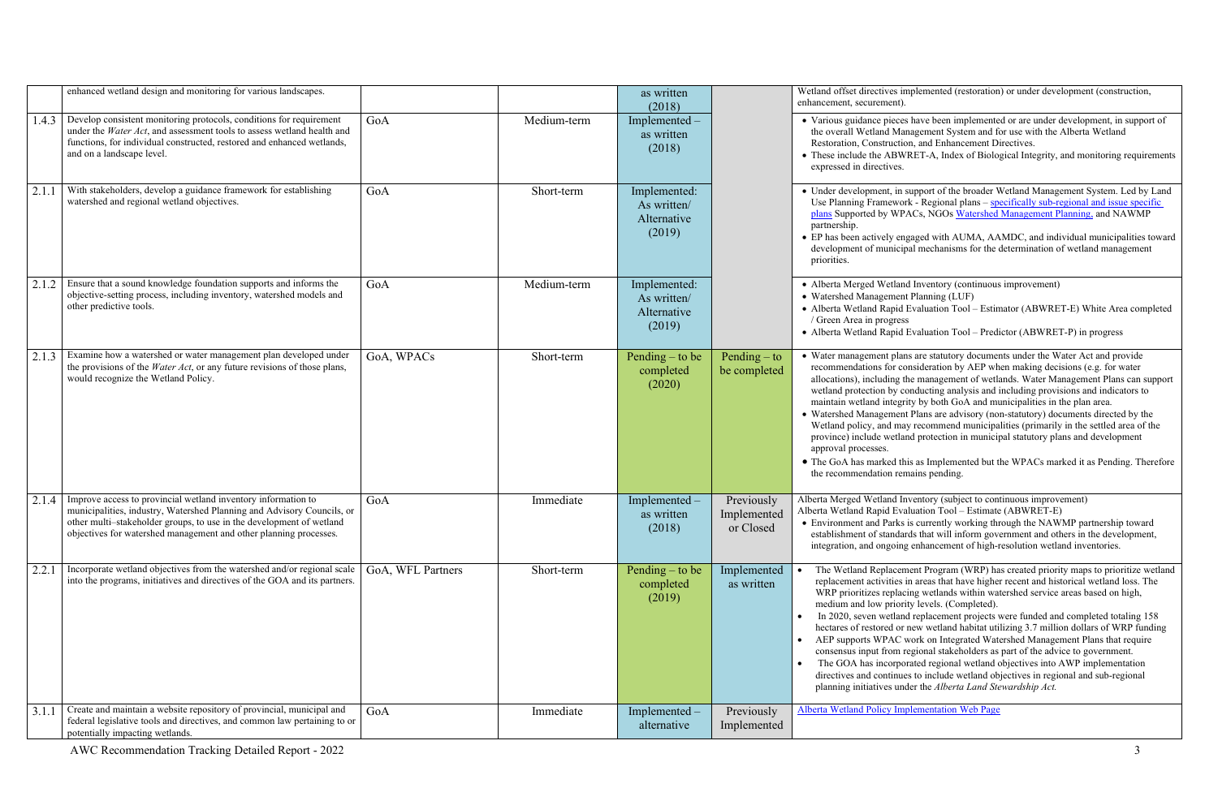| | | | | | | |
|---|---|---|---|---|---|---|
| | enhanced wetland design and monitoring for various landscapes. | | | as written (2018) | | Wetland offset directives implemented (restoration) or under development (construction, enhancement, securement). |
| 1.4.3 | Develop consistent monitoring protocols, conditions for requirement under the *Water Act*, and assessment tools to assess wetland health and functions, for individual constructed, restored and enhanced wetlands, and on a landscape level. | GoA | Medium-term | Implemented – as written (2018) | | • Various guidance pieces have been implemented or are under development, in support of the overall Wetland Management System and for use with the Alberta Wetland Restoration, Construction, and Enhancement Directives.<br>• These include the ABWRET-A, Index of Biological Integrity, and monitoring requirements expressed in directives. |
| 2.1.1 | With stakeholders, develop a guidance framework for establishing watershed and regional wetland objectives. | GoA | Short-term | Implemented: As written/ Alternative (2019) | | • Under development, in support of the broader Wetland Management System. Led by Land Use Planning Framework - Regional plans – specifically sub-regional and issue specific plans Supported by WPACs, NGOs Watershed Management Planning, and NAWMP partnership.<br>• EP has been actively engaged with AUMA, AAMDC, and individual municipalities toward development of municipal mechanisms for the determination of wetland management priorities. |
| 2.1.2 | Ensure that a sound knowledge foundation supports and informs the objective-setting process, including inventory, watershed models and other predictive tools. | GoA | Medium-term | Implemented: As written/ Alternative (2019) | | • Alberta Merged Wetland Inventory (continuous improvement)<br>• Watershed Management Planning (LUF)<br>• Alberta Wetland Rapid Evaluation Tool – Estimator (ABWRET-E) White Area completed / Green Area in progress<br>• Alberta Wetland Rapid Evaluation Tool – Predictor (ABWRET-P) in progress |
| 2.1.3 | Examine how a watershed or water management plan developed under the provisions of the *Water Act*, or any future revisions of those plans, would recognize the Wetland Policy. | GoA, WPACs | Short-term | Pending – to be completed (2020) | Pending – to be completed | • Water management plans are statutory documents under the Water Act and provide recommendations for consideration by AEP when making decisions (e.g. for water allocations), including the management of wetlands. Water Management Plans can support wetland protection by conducting analysis and including provisions and indicators to maintain wetland integrity by both GoA and municipalities in the plan area.<br>• Watershed Management Plans are advisory (non-statutory) documents directed by the Wetland policy, and may recommend municipalities (primarily in the settled area of the province) include wetland protection in municipal statutory plans and development approval processes.<br>• The GoA has marked this as Implemented but the WPACs marked it as Pending. Therefore the recommendation remains pending. |
| 2.1.4 | Improve access to provincial wetland inventory information to municipalities, industry, Watershed Planning and Advisory Councils, or other multi–stakeholder groups, to use in the development of wetland objectives for watershed management and other planning processes. | GoA | Immediate | Implemented – as written (2018) | Previously Implemented or Closed | Alberta Merged Wetland Inventory (subject to continuous improvement)<br>Alberta Wetland Rapid Evaluation Tool – Estimate (ABWRET-E)<br>• Environment and Parks is currently working through the NAWMP partnership toward establishment of standards that will inform government and others in the development, integration, and ongoing enhancement of high-resolution wetland inventories. |
| 2.2.1 | Incorporate wetland objectives from the watershed and/or regional scale into the programs, initiatives and directives of the GOA and its partners. | GoA, WFL Partners | Short-term | Pending – to be completed (2019) | Implemented as written | • The Wetland Replacement Program (WRP) has created priority maps to prioritize wetland replacement activities in areas that have higher recent and historical wetland loss. The WRP prioritizes replacing wetlands within watershed service areas based on high, medium and low priority levels. (Completed).<br>• In 2020, seven wetland replacement projects were funded and completed totaling 158 hectares of restored or new wetland habitat utilizing 3.7 million dollars of WRP funding<br>• AEP supports WPAC work on Integrated Watershed Management Plans that require consensus input from regional stakeholders as part of the advice to government.<br>• The GOA has incorporated regional wetland objectives into AWP implementation directives and continues to include wetland objectives in regional and sub-regional planning initiatives under the *Alberta Land Stewardship Act*. |
| 3.1.1 | Create and maintain a website repository of provincial, municipal and federal legislative tools and directives, and common law pertaining to or potentially impacting wetlands. | GoA | Immediate | Implemented – alternative | Previously Implemented | Alberta Wetland Policy Implementation Web Page |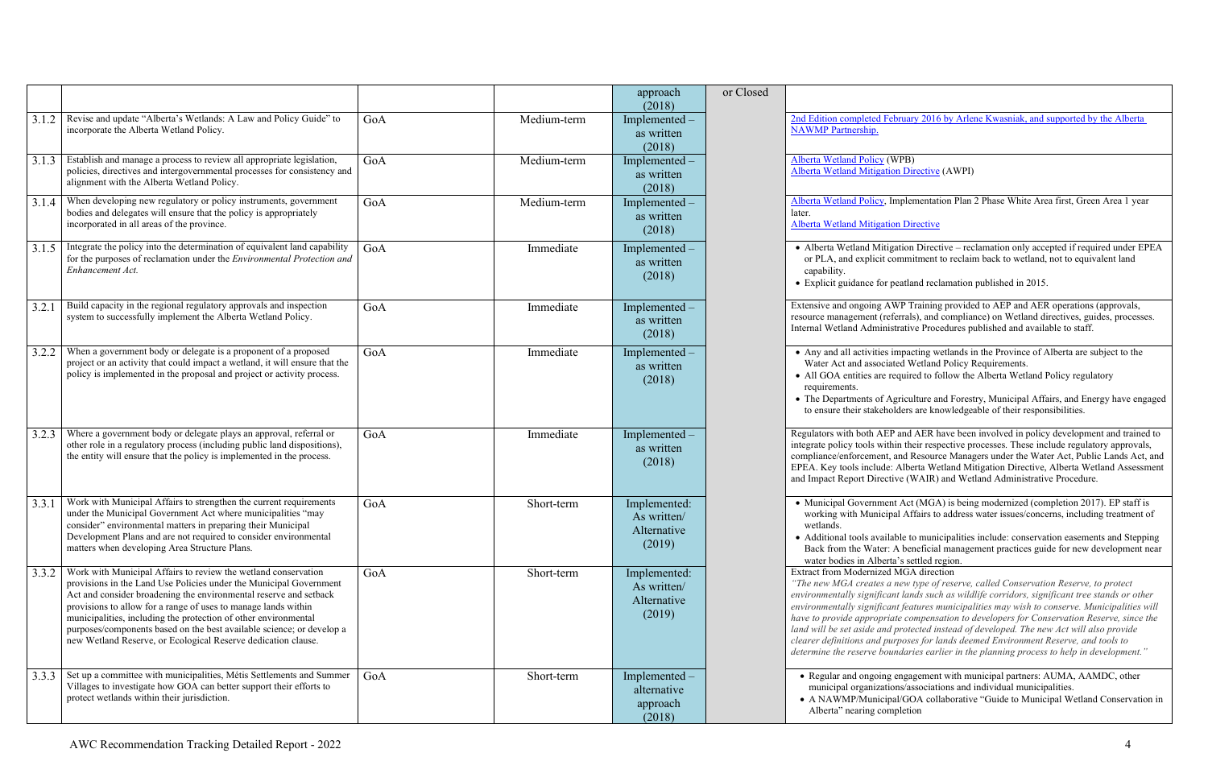| | | | | | | |
|---|---|---|---|---|---|---|
| | | | | approach (2018) | or Closed | |
| 3.1.2 | Revise and update "Alberta's Wetlands: A Law and Policy Guide" to incorporate the Alberta Wetland Policy. | GoA | Medium-term | Implemented – as written (2018) | | 2nd Edition completed February 2016 by Arlene Kwasniak, and supported by the Alberta NAWMP Partnership. |
| 3.1.3 | Establish and manage a process to review all appropriate legislation, policies, directives and intergovernmental processes for consistency and alignment with the Alberta Wetland Policy. | GoA | Medium-term | Implemented – as written (2018) | | Alberta Wetland Policy (WPB)<br>Alberta Wetland Mitigation Directive (AWPI) |
| 3.1.4 | When developing new regulatory or policy instruments, government bodies and delegates will ensure that the policy is appropriately incorporated in all areas of the province. | GoA | Medium-term | Implemented – as written (2018) | | Alberta Wetland Policy, Implementation Plan 2 Phase White Area first, Green Area 1 year later.<br>Alberta Wetland Mitigation Directive |
| 3.1.5 | Integrate the policy into the determination of equivalent land capability for the purposes of reclamation under the *Environmental Protection and Enhancement Act.* | GoA | Immediate | Implemented – as written (2018) | | • Alberta Wetland Mitigation Directive – reclamation only accepted if required under EPEA or PLA, and explicit commitment to reclaim back to wetland, not to equivalent land capability.<br>• Explicit guidance for peatland reclamation published in 2015. |
| 3.2.1 | Build capacity in the regional regulatory approvals and inspection system to successfully implement the Alberta Wetland Policy. | GoA | Immediate | Implemented – as written (2018) | | Extensive and ongoing AWP Training provided to AEP and AER operations (approvals, resource management (referrals), and compliance) on Wetland directives, guides, processes. Internal Wetland Administrative Procedures published and available to staff. |
| 3.2.2 | When a government body or delegate is a proponent of a proposed project or an activity that could impact a wetland, it will ensure that the policy is implemented in the proposal and project or activity process. | GoA | Immediate | Implemented – as written (2018) | | • Any and all activities impacting wetlands in the Province of Alberta are subject to the Water Act and associated Wetland Policy Requirements.<br>• All GOA entities are required to follow the Alberta Wetland Policy regulatory requirements.<br>• The Departments of Agriculture and Forestry, Municipal Affairs, and Energy have engaged to ensure their stakeholders are knowledgeable of their responsibilities. |
| 3.2.3 | Where a government body or delegate plays an approval, referral or other role in a regulatory process (including public land dispositions), the entity will ensure that the policy is implemented in the process. | GoA | Immediate | Implemented – as written (2018) | | Regulators with both AEP and AER have been involved in policy development and trained to integrate policy tools within their respective processes. These include regulatory approvals, compliance/enforcement, and Resource Managers under the Water Act, Public Lands Act, and EPEA. Key tools include: Alberta Wetland Mitigation Directive, Alberta Wetland Assessment and Impact Report Directive (WAIR) and Wetland Administrative Procedure. |
| 3.3.1 | Work with Municipal Affairs to strengthen the current requirements under the Municipal Government Act where municipalities "may consider" environmental matters in preparing their Municipal Development Plans and are not required to consider environmental matters when developing Area Structure Plans. | GoA | Short-term | Implemented: As written/ Alternative (2019) | | • Municipal Government Act (MGA) is being modernized (completion 2017). EP staff is working with Municipal Affairs to address water issues/concerns, including treatment of wetlands.<br>• Additional tools available to municipalities include: conservation easements and Stepping Back from the Water: A beneficial management practices guide for new development near water bodies in Alberta's settled region. |
| 3.3.2 | Work with Municipal Affairs to review the wetland conservation provisions in the Land Use Policies under the Municipal Government Act and consider broadening the environmental reserve and setback provisions to allow for a range of uses to manage lands within municipalities, including the protection of other environmental purposes/components based on the best available science; or develop a new Wetland Reserve, or Ecological Reserve dedication clause. | GoA | Short-term | Implemented: As written/ Alternative (2019) | | Extract from Modernized MGA direction<br>*"The new MGA creates a new type of reserve, called Conservation Reserve, to protect environmentally significant lands such as wildlife corridors, significant tree stands or other environmentally significant features municipalities may wish to conserve. Municipalities will have to provide appropriate compensation to developers for Conservation Reserve, since the land will be set aside and protected instead of developed. The new Act will also provide clearer definitions and purposes for lands deemed Environment Reserve, and tools to determine the reserve boundaries earlier in the planning process to help in development."* |
| 3.3.3 | Set up a committee with municipalities, Métis Settlements and Summer Villages to investigate how GOA can better support their efforts to protect wetlands within their jurisdiction. | GoA | Short-term | Implemented – alternative approach (2018) | | • Regular and ongoing engagement with municipal partners: AUMA, AAMDC, other municipal organizations/associations and individual municipalities.<br>• A NAWMP/Municipal/GOA collaborative "Guide to Municipal Wetland Conservation in Alberta" nearing completion |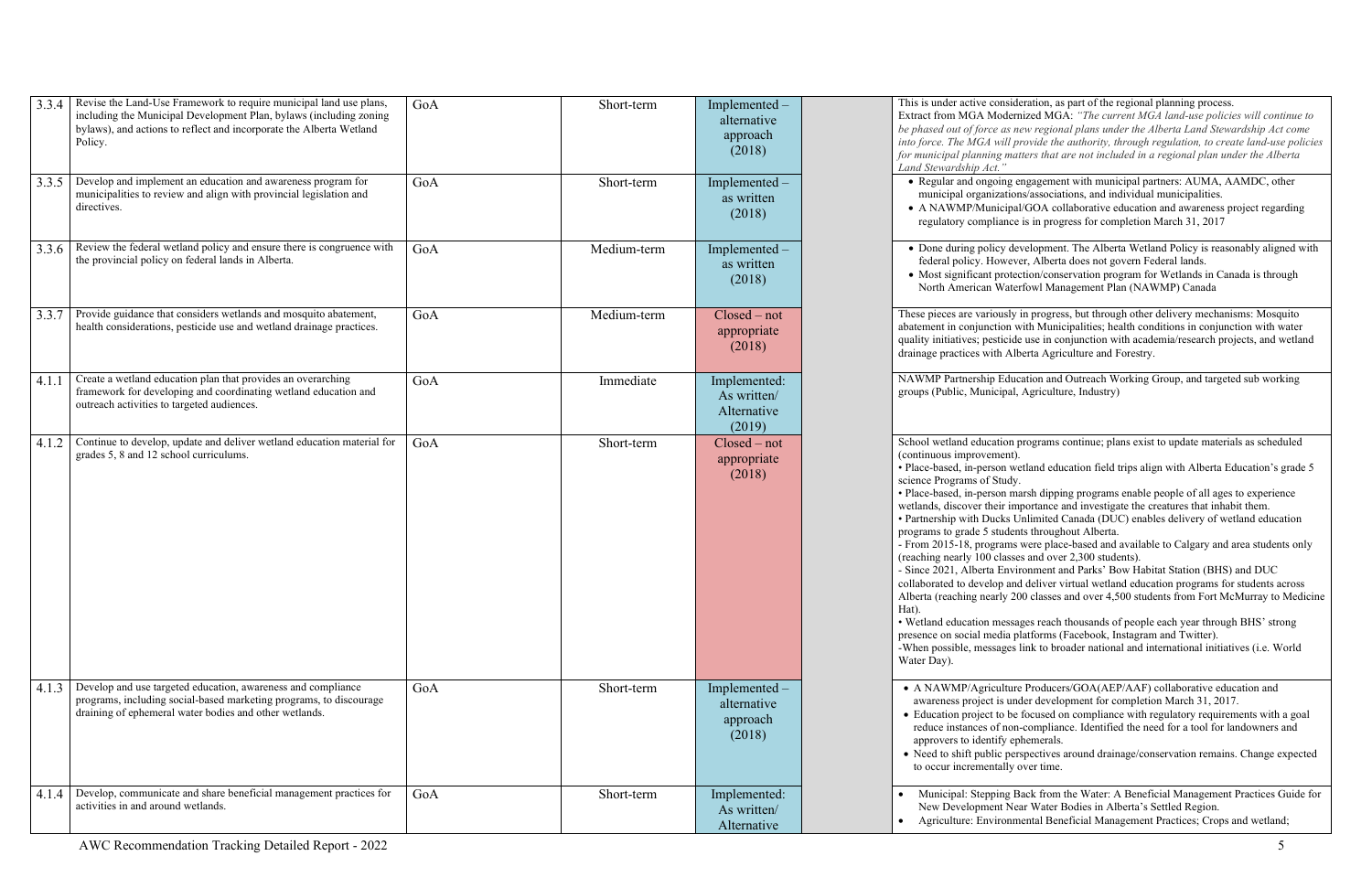| | | | | | | |
|---|---|---|---|---|---|---|
| 3.3.4 | Revise the Land-Use Framework to require municipal land use plans, including the Municipal Development Plan, bylaws (including zoning bylaws), and actions to reflect and incorporate the Alberta Wetland Policy. | GoA | Short-term | Implemented – alternative approach (2018) | | This is under active consideration, as part of the regional planning process. Extract from MGA Modernized MGA: *"The current MGA land-use policies will continue to be phased out of force as new regional plans under the Alberta Land Stewardship Act come into force. The MGA will provide the authority, through regulation, to create land-use policies for municipal planning matters that are not included in a regional plan under the Alberta Land Stewardship Act."* |
| 3.3.5 | Develop and implement an education and awareness program for municipalities to review and align with provincial legislation and directives. | GoA | Short-term | Implemented – as written (2018) | | • Regular and ongoing engagement with municipal partners: AUMA, AAMDC, other municipal organizations/associations, and individual municipalities.<br>• A NAWMP/Municipal/GOA collaborative education and awareness project regarding regulatory compliance is in progress for completion March 31, 2017 |
| 3.3.6 | Review the federal wetland policy and ensure there is congruence with the provincial policy on federal lands in Alberta. | GoA | Medium-term | Implemented – as written (2018) | | • Done during policy development. The Alberta Wetland Policy is reasonably aligned with federal policy. However, Alberta does not govern Federal lands.<br>• Most significant protection/conservation program for Wetlands in Canada is through North American Waterfowl Management Plan (NAWMP) Canada |
| 3.3.7 | Provide guidance that considers wetlands and mosquito abatement, health considerations, pesticide use and wetland drainage practices. | GoA | Medium-term | Closed – not appropriate (2018) | | These pieces are variously in progress, but through other delivery mechanisms: Mosquito abatement in conjunction with Municipalities; health conditions in conjunction with water quality initiatives; pesticide use in conjunction with academia/research projects, and wetland drainage practices with Alberta Agriculture and Forestry. |
| 4.1.1 | Create a wetland education plan that provides an overarching framework for developing and coordinating wetland education and outreach activities to targeted audiences. | GoA | Immediate | Implemented: As written/ Alternative (2019) | | NAWMP Partnership Education and Outreach Working Group, and targeted sub working groups (Public, Municipal, Agriculture, Industry) |
| 4.1.2 | Continue to develop, update and deliver wetland education material for grades 5, 8 and 12 school curriculums. | GoA | Short-term | Closed – not appropriate (2018) | | School wetland education programs continue; plans exist to update materials as scheduled (continuous improvement).<br>• Place-based, in-person wetland education field trips align with Alberta Education's grade 5 science Programs of Study.<br>• Place-based, in-person marsh dipping programs enable people of all ages to experience wetlands, discover their importance and investigate the creatures that inhabit them.<br>• Partnership with Ducks Unlimited Canada (DUC) enables delivery of wetland education programs to grade 5 students throughout Alberta.<br>- From 2015-18, programs were place-based and available to Calgary and area students only (reaching nearly 100 classes and over 2,300 students).<br>- Since 2021, Alberta Environment and Parks' Bow Habitat Station (BHS) and DUC collaborated to develop and deliver virtual wetland education programs for students across Alberta (reaching nearly 200 classes and over 4,500 students from Fort McMurray to Medicine Hat).<br>• Wetland education messages reach thousands of people each year through BHS' strong presence on social media platforms (Facebook, Instagram and Twitter).<br>-When possible, messages link to broader national and international initiatives (i.e. World Water Day). |
| 4.1.3 | Develop and use targeted education, awareness and compliance programs, including social-based marketing programs, to discourage draining of ephemeral water bodies and other wetlands. | GoA | Short-term | Implemented – alternative approach (2018) | | • A NAWMP/Agriculture Producers/GOA(AEP/AAF) collaborative education and awareness project is under development for completion March 31, 2017.<br>• Education project to be focused on compliance with regulatory requirements with a goal reduce instances of non-compliance. Identified the need for a tool for landowners and approvers to identify ephemerals.<br>• Need to shift public perspectives around drainage/conservation remains. Change expected to occur incrementally over time. |
| 4.1.4 | Develop, communicate and share beneficial management practices for activities in and around wetlands. | GoA | Short-term | Implemented: As written/ Alternative | | • Municipal: Stepping Back from the Water: A Beneficial Management Practices Guide for New Development Near Water Bodies in Alberta's Settled Region.<br>• Agriculture: Environmental Beneficial Management Practices; Crops and wetland; |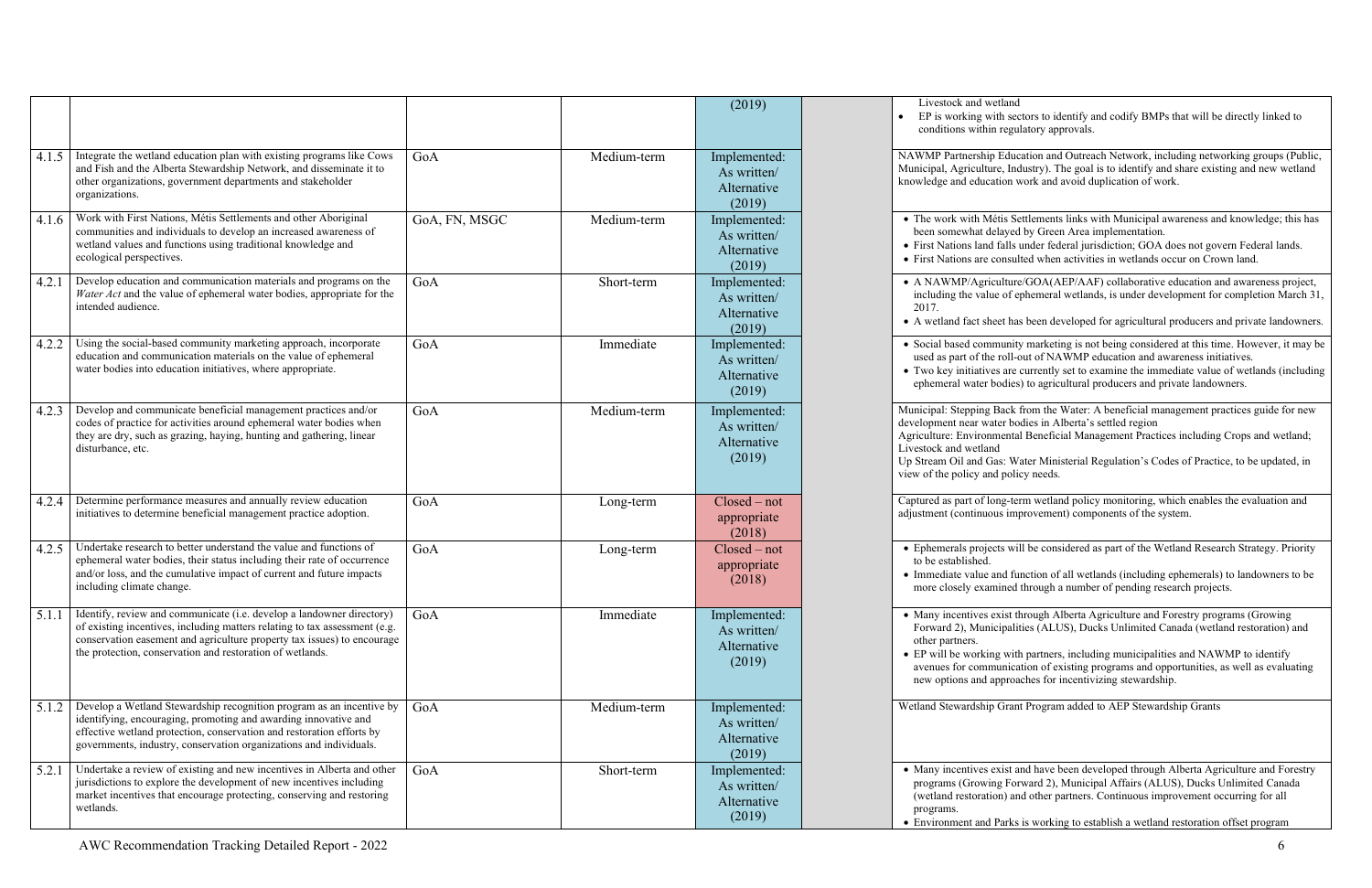|  |  |  |  | (2019) |  | Livestock and wetland<br>• EP is working with sectors to identify and codify BMPs that will be directly linked to conditions within regulatory approvals. |
|---|---|---|---|---|---|---|
| 4.1.5 | Integrate the wetland education plan with existing programs like Cows and Fish and the Alberta Stewardship Network, and disseminate it to other organizations, government departments and stakeholder organizations. | GoA | Medium-term | Implemented: As written/ Alternative (2019) |  | NAWMP Partnership Education and Outreach Network, including networking groups (Public, Municipal, Agriculture, Industry). The goal is to identify and share existing and new wetland knowledge and education work and avoid duplication of work. |
| 4.1.6 | Work with First Nations, Métis Settlements and other Aboriginal communities and individuals to develop an increased awareness of wetland values and functions using traditional knowledge and ecological perspectives. | GoA, FN, MSGC | Medium-term | Implemented: As written/ Alternative (2019) |  | • The work with Métis Settlements links with Municipal awareness and knowledge; this has been somewhat delayed by Green Area implementation.<br>• First Nations land falls under federal jurisdiction; GOA does not govern Federal lands.<br>• First Nations are consulted when activities in wetlands occur on Crown land. |
| 4.2.1 | Develop education and communication materials and programs on the *Water Act* and the value of ephemeral water bodies, appropriate for the intended audience. | GoA | Short-term | Implemented: As written/ Alternative (2019) |  | • A NAWMP/Agriculture/GOA(AEP/AAF) collaborative education and awareness project, including the value of ephemeral wetlands, is under development for completion March 31, 2017.<br>• A wetland fact sheet has been developed for agricultural producers and private landowners. |
| 4.2.2 | Using the social-based community marketing approach, incorporate education and communication materials on the value of ephemeral water bodies into education initiatives, where appropriate. | GoA | Immediate | Implemented: As written/ Alternative (2019) |  | • Social based community marketing is not being considered at this time. However, it may be used as part of the roll-out of NAWMP education and awareness initiatives.<br>• Two key initiatives are currently set to examine the immediate value of wetlands (including ephemeral water bodies) to agricultural producers and private landowners. |
| 4.2.3 | Develop and communicate beneficial management practices and/or codes of practice for activities around ephemeral water bodies when they are dry, such as grazing, haying, hunting and gathering, linear disturbance, etc. | GoA | Medium-term | Implemented: As written/ Alternative (2019) |  | Municipal: Stepping Back from the Water: A beneficial management practices guide for new development near water bodies in Alberta's settled region<br>Agriculture: Environmental Beneficial Management Practices including Crops and wetland; Livestock and wetland<br>Up Stream Oil and Gas: Water Ministerial Regulation's Codes of Practice, to be updated, in view of the policy and policy needs. |
| 4.2.4 | Determine performance measures and annually review education initiatives to determine beneficial management practice adoption. | GoA | Long-term | Closed – not appropriate (2018) |  | Captured as part of long-term wetland policy monitoring, which enables the evaluation and adjustment (continuous improvement) components of the system. |
| 4.2.5 | Undertake research to better understand the value and functions of ephemeral water bodies, their status including their rate of occurrence and/or loss, and the cumulative impact of current and future impacts including climate change. | GoA | Long-term | Closed – not appropriate (2018) |  | • Ephemerals projects will be considered as part of the Wetland Research Strategy. Priority to be established.<br>• Immediate value and function of all wetlands (including ephemerals) to landowners to be more closely examined through a number of pending research projects. |
| 5.1.1 | Identify, review and communicate (i.e. develop a landowner directory) of existing incentives, including matters relating to tax assessment (e.g. conservation easement and agriculture property tax issues) to encourage the protection, conservation and restoration of wetlands. | GoA | Immediate | Implemented: As written/ Alternative (2019) |  | • Many incentives exist through Alberta Agriculture and Forestry programs (Growing Forward 2), Municipalities (ALUS), Ducks Unlimited Canada (wetland restoration) and other partners.<br>• EP will be working with partners, including municipalities and NAWMP to identify avenues for communication of existing programs and opportunities, as well as evaluating new options and approaches for incentivizing stewardship. |
| 5.1.2 | Develop a Wetland Stewardship recognition program as an incentive by identifying, encouraging, promoting and awarding innovative and effective wetland protection, conservation and restoration efforts by governments, industry, conservation organizations and individuals. | GoA | Medium-term | Implemented: As written/ Alternative (2019) |  | Wetland Stewardship Grant Program added to AEP Stewardship Grants |
| 5.2.1 | Undertake a review of existing and new incentives in Alberta and other jurisdictions to explore the development of new incentives including market incentives that encourage protecting, conserving and restoring wetlands. | GoA | Short-term | Implemented: As written/ Alternative (2019) |  | • Many incentives exist and have been developed through Alberta Agriculture and Forestry programs (Growing Forward 2), Municipal Affairs (ALUS), Ducks Unlimited Canada (wetland restoration) and other partners. Continuous improvement occurring for all programs.<br>• Environment and Parks is working to establish a wetland restoration offset program |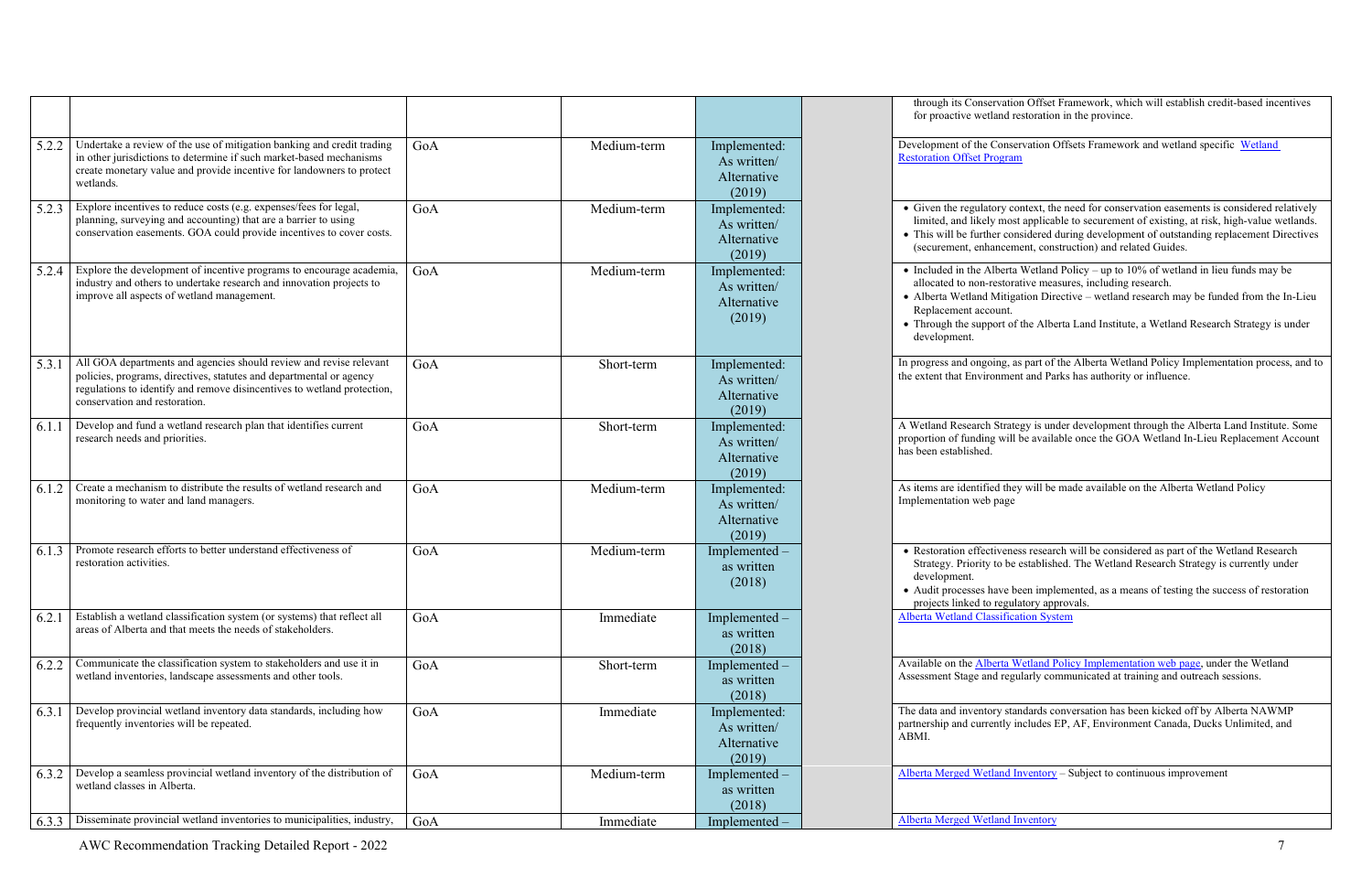| | | | | | | |
|---|---|---|---|---|---|---|
| | | | | | | through its Conservation Offset Framework, which will establish credit-based incentives for proactive wetland restoration in the province. |
| 5.2.2 | Undertake a review of the use of mitigation banking and credit trading in other jurisdictions to determine if such market-based mechanisms create monetary value and provide incentive for landowners to protect wetlands. | GoA | Medium-term | Implemented: As written/ Alternative (2019) | | Development of the Conservation Offsets Framework and wetland specific [Wetland Restoration Offset Program] |
| 5.2.3 | Explore incentives to reduce costs (e.g. expenses/fees for legal, planning, surveying and accounting) that are a barrier to using conservation easements. GOA could provide incentives to cover costs. | GoA | Medium-term | Implemented: As written/ Alternative (2019) | | • Given the regulatory context, the need for conservation easements is considered relatively limited, and likely most applicable to securement of existing, at risk, high-value wetlands. • This will be further considered during development of outstanding replacement Directives (securement, enhancement, construction) and related Guides. |
| 5.2.4 | Explore the development of incentive programs to encourage academia, industry and others to undertake research and innovation projects to improve all aspects of wetland management. | GoA | Medium-term | Implemented: As written/ Alternative (2019) | | • Included in the Alberta Wetland Policy – up to 10% of wetland in lieu funds may be allocated to non-restorative measures, including research. • Alberta Wetland Mitigation Directive – wetland research may be funded from the In-Lieu Replacement account. • Through the support of the Alberta Land Institute, a Wetland Research Strategy is under development. |
| 5.3.1 | All GOA departments and agencies should review and revise relevant policies, programs, directives, statutes and departmental or agency regulations to identify and remove disincentives to wetland protection, conservation and restoration. | GoA | Short-term | Implemented: As written/ Alternative (2019) | | In progress and ongoing, as part of the Alberta Wetland Policy Implementation process, and to the extent that Environment and Parks has authority or influence. |
| 6.1.1 | Develop and fund a wetland research plan that identifies current research needs and priorities. | GoA | Short-term | Implemented: As written/ Alternative (2019) | | A Wetland Research Strategy is under development through the Alberta Land Institute. Some proportion of funding will be available once the GOA Wetland In-Lieu Replacement Account has been established. |
| 6.1.2 | Create a mechanism to distribute the results of wetland research and monitoring to water and land managers. | GoA | Medium-term | Implemented: As written/ Alternative (2019) | | As items are identified they will be made available on the Alberta Wetland Policy Implementation web page |
| 6.1.3 | Promote research efforts to better understand effectiveness of restoration activities. | GoA | Medium-term | Implemented – as written (2018) | | • Restoration effectiveness research will be considered as part of the Wetland Research Strategy. Priority to be established. The Wetland Research Strategy is currently under development. • Audit processes have been implemented, as a means of testing the success of restoration projects linked to regulatory approvals. |
| 6.2.1 | Establish a wetland classification system (or systems) that reflect all areas of Alberta and that meets the needs of stakeholders. | GoA | Immediate | Implemented – as written (2018) | | [Alberta Wetland Classification System] |
| 6.2.2 | Communicate the classification system to stakeholders and use it in wetland inventories, landscape assessments and other tools. | GoA | Short-term | Implemented – as written (2018) | | Available on the [Alberta Wetland Policy Implementation web page], under the Wetland Assessment Stage and regularly communicated at training and outreach sessions. |
| 6.3.1 | Develop provincial wetland inventory data standards, including how frequently inventories will be repeated. | GoA | Immediate | Implemented: As written/ Alternative (2019) | | The data and inventory standards conversation has been kicked off by Alberta NAWMP partnership and currently includes EP, AF, Environment Canada, Ducks Unlimited, and ABMI. |
| 6.3.2 | Develop a seamless provincial wetland inventory of the distribution of wetland classes in Alberta. | GoA | Medium-term | Implemented – as written (2018) | | [Alberta Merged Wetland Inventory] – Subject to continuous improvement |
| 6.3.3 | Disseminate provincial wetland inventories to municipalities, industry, | GoA | Immediate | Implemented – | | [Alberta Merged Wetland Inventory] |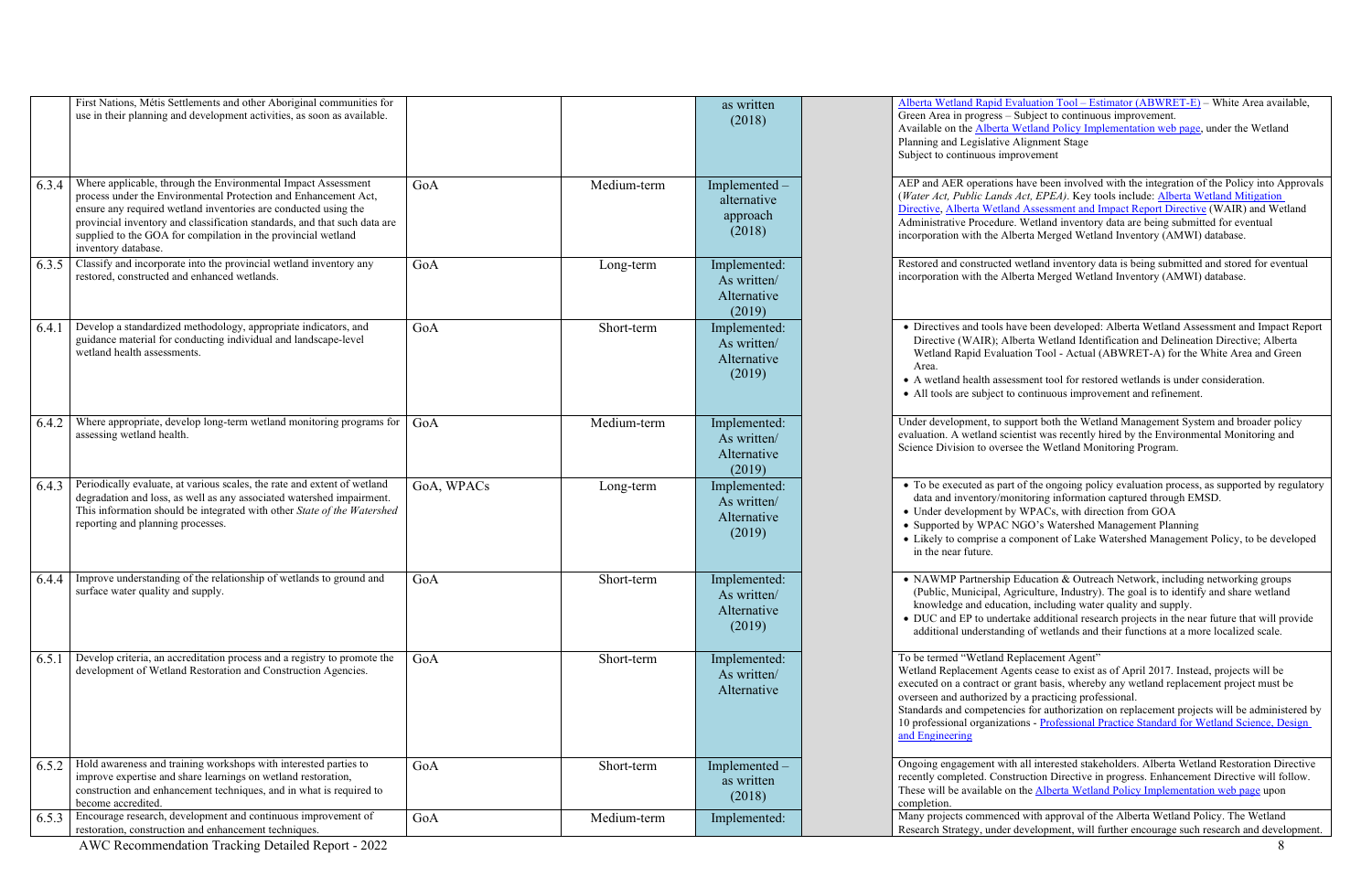| | | | | | | |
|---|---|---|---|---|---|---|
| | First Nations, Métis Settlements and other Aboriginal communities for use in their planning and development activities, as soon as available. | | | as written (2018) | | Alberta Wetland Rapid Evaluation Tool – Estimator (ABWRET-E) – White Area available, Green Area in progress – Subject to continuous improvement.<br>Available on the Alberta Wetland Policy Implementation web page, under the Wetland Planning and Legislative Alignment Stage<br>Subject to continuous improvement |
| 6.3.4 | Where applicable, through the Environmental Impact Assessment process under the Environmental Protection and Enhancement Act, ensure any required wetland inventories are conducted using the provincial inventory and classification standards, and that such data are supplied to the GOA for compilation in the provincial wetland inventory database. | GoA | Medium-term | Implemented – alternative approach (2018) | | AEP and AER operations have been involved with the integration of the Policy into Approvals (*Water Act, Public Lands Act, EPEA)*. Key tools include: Alberta Wetland Mitigation Directive, Alberta Wetland Assessment and Impact Report Directive (WAIR) and Wetland Administrative Procedure. Wetland inventory data are being submitted for eventual incorporation with the Alberta Merged Wetland Inventory (AMWI) database. |
| 6.3.5 | Classify and incorporate into the provincial wetland inventory any restored, constructed and enhanced wetlands. | GoA | Long-term | Implemented: As written/ Alternative (2019) | | Restored and constructed wetland inventory data is being submitted and stored for eventual incorporation with the Alberta Merged Wetland Inventory (AMWI) database. |
| 6.4.1 | Develop a standardized methodology, appropriate indicators, and guidance material for conducting individual and landscape-level wetland health assessments. | GoA | Short-term | Implemented: As written/ Alternative (2019) | | • Directives and tools have been developed: Alberta Wetland Assessment and Impact Report Directive (WAIR); Alberta Wetland Identification and Delineation Directive; Alberta Wetland Rapid Evaluation Tool - Actual (ABWRET-A) for the White Area and Green Area.<br>• A wetland health assessment tool for restored wetlands is under consideration.<br>• All tools are subject to continuous improvement and refinement. |
| 6.4.2 | Where appropriate, develop long-term wetland monitoring programs for assessing wetland health. | GoA | Medium-term | Implemented: As written/ Alternative (2019) | | Under development, to support both the Wetland Management System and broader policy evaluation. A wetland scientist was recently hired by the Environmental Monitoring and Science Division to oversee the Wetland Monitoring Program. |
| 6.4.3 | Periodically evaluate, at various scales, the rate and extent of wetland degradation and loss, as well as any associated watershed impairment. This information should be integrated with other *State of the Watershed* reporting and planning processes. | GoA, WPACs | Long-term | Implemented: As written/ Alternative (2019) | | • To be executed as part of the ongoing policy evaluation process, as supported by regulatory data and inventory/monitoring information captured through EMSD.<br>• Under development by WPACs, with direction from GOA<br>• Supported by WPAC NGO's Watershed Management Planning<br>• Likely to comprise a component of Lake Watershed Management Policy, to be developed in the near future. |
| 6.4.4 | Improve understanding of the relationship of wetlands to ground and surface water quality and supply. | GoA | Short-term | Implemented: As written/ Alternative (2019) | | • NAWMP Partnership Education & Outreach Network, including networking groups (Public, Municipal, Agriculture, Industry). The goal is to identify and share wetland knowledge and education, including water quality and supply.<br>• DUC and EP to undertake additional research projects in the near future that will provide additional understanding of wetlands and their functions at a more localized scale. |
| 6.5.1 | Develop criteria, an accreditation process and a registry to promote the development of Wetland Restoration and Construction Agencies. | GoA | Short-term | Implemented: As written/ Alternative | | To be termed "Wetland Replacement Agent"<br>Wetland Replacement Agents cease to exist as of April 2017. Instead, projects will be executed on a contract or grant basis, whereby any wetland replacement project must be overseen and authorized by a practicing professional.<br>Standards and competencies for authorization on replacement projects will be administered by 10 professional organizations - Professional Practice Standard for Wetland Science, Design and Engineering |
| 6.5.2 | Hold awareness and training workshops with interested parties to improve expertise and share learnings on wetland restoration, construction and enhancement techniques, and in what is required to become accredited. | GoA | Short-term | Implemented – as written (2018) | | Ongoing engagement with all interested stakeholders. Alberta Wetland Restoration Directive recently completed. Construction Directive in progress. Enhancement Directive will follow. These will be available on the Alberta Wetland Policy Implementation web page upon completion. |
| 6.5.3 | Encourage research, development and continuous improvement of restoration, construction and enhancement techniques. | GoA | Medium-term | Implemented: | | Many projects commenced with approval of the Alberta Wetland Policy. The Wetland Research Strategy, under development, will further encourage such research and development. |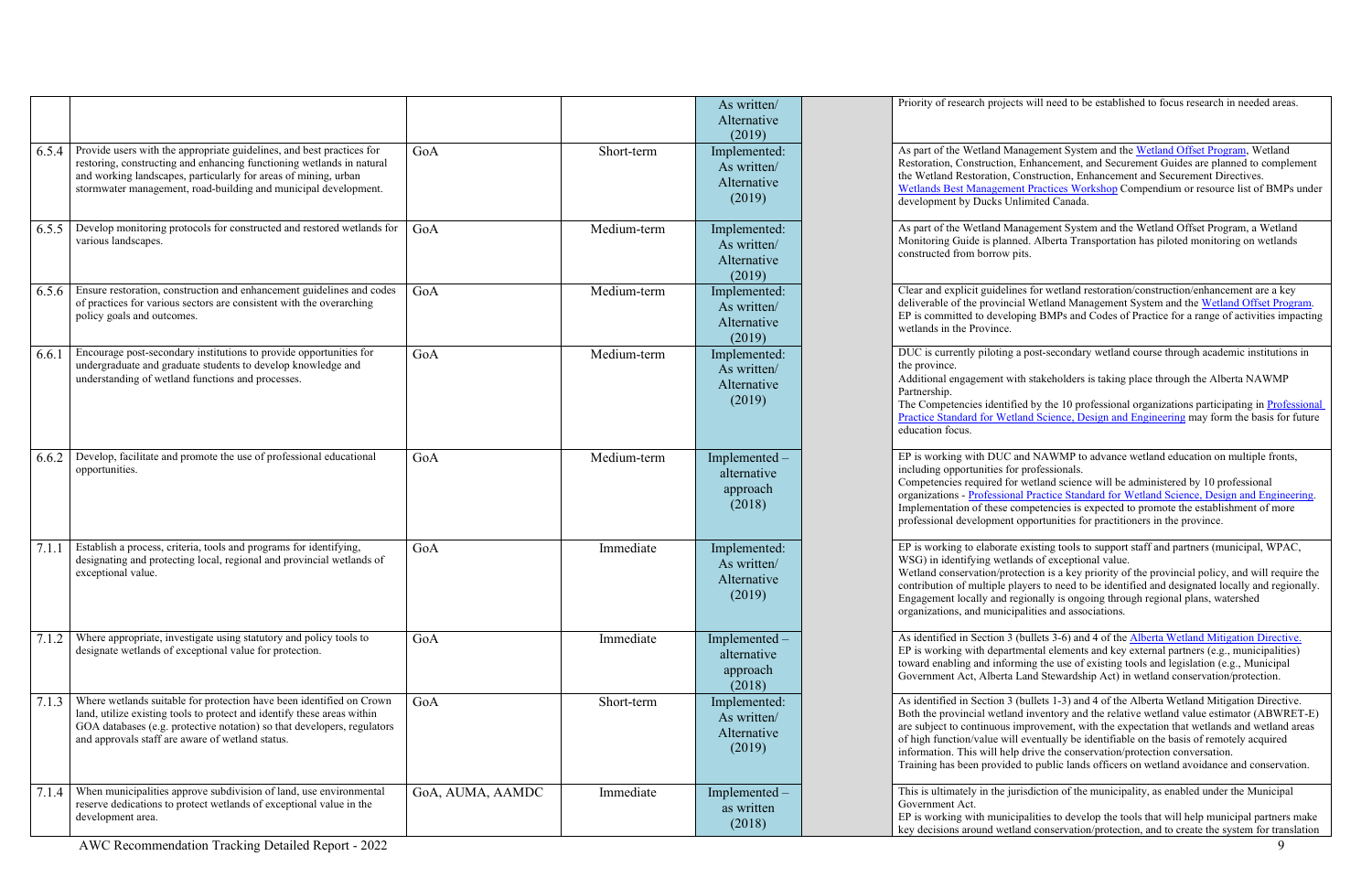| | | | | | | |
|---|---|---|---|---|---|---|
| | | | | As written/ Alternative (2019) | | Priority of research projects will need to be established to focus research in needed areas. |
| 6.5.4 | Provide users with the appropriate guidelines, and best practices for restoring, constructing and enhancing functioning wetlands in natural and working landscapes, particularly for areas of mining, urban stormwater management, road-building and municipal development. | GoA | Short-term | Implemented: As written/ Alternative (2019) | | As part of the Wetland Management System and the Wetland Offset Program, Wetland Restoration, Construction, Enhancement, and Securement Guides are planned to complement the Wetland Restoration, Construction, Enhancement and Securement Directives. Wetlands Best Management Practices Workshop Compendium or resource list of BMPs under development by Ducks Unlimited Canada. |
| 6.5.5 | Develop monitoring protocols for constructed and restored wetlands for various landscapes. | GoA | Medium-term | Implemented: As written/ Alternative (2019) | | As part of the Wetland Management System and the Wetland Offset Program, a Wetland Monitoring Guide is planned. Alberta Transportation has piloted monitoring on wetlands constructed from borrow pits. |
| 6.5.6 | Ensure restoration, construction and enhancement guidelines and codes of practices for various sectors are consistent with the overarching policy goals and outcomes. | GoA | Medium-term | Implemented: As written/ Alternative (2019) | | Clear and explicit guidelines for wetland restoration/construction/enhancement are a key deliverable of the provincial Wetland Management System and the Wetland Offset Program. EP is committed to developing BMPs and Codes of Practice for a range of activities impacting wetlands in the Province. |
| 6.6.1 | Encourage post-secondary institutions to provide opportunities for undergraduate and graduate students to develop knowledge and understanding of wetland functions and processes. | GoA | Medium-term | Implemented: As written/ Alternative (2019) | | DUC is currently piloting a post-secondary wetland course through academic institutions in the province.<br>Additional engagement with stakeholders is taking place through the Alberta NAWMP Partnership.<br>The Competencies identified by the 10 professional organizations participating in Professional Practice Standard for Wetland Science, Design and Engineering may form the basis for future education focus. |
| 6.6.2 | Develop, facilitate and promote the use of professional educational opportunities. | GoA | Medium-term | Implemented – alternative approach (2018) | | EP is working with DUC and NAWMP to advance wetland education on multiple fronts, including opportunities for professionals.<br>Competencies required for wetland science will be administered by 10 professional organizations - Professional Practice Standard for Wetland Science, Design and Engineering. Implementation of these competencies is expected to promote the establishment of more professional development opportunities for practitioners in the province. |
| 7.1.1 | Establish a process, criteria, tools and programs for identifying, designating and protecting local, regional and provincial wetlands of exceptional value. | GoA | Immediate | Implemented: As written/ Alternative (2019) | | EP is working to elaborate existing tools to support staff and partners (municipal, WPAC, WSG) in identifying wetlands of exceptional value.<br>Wetland conservation/protection is a key priority of the provincial policy, and will require the contribution of multiple players to need to be identified and designated locally and regionally. Engagement locally and regionally is ongoing through regional plans, watershed organizations, and municipalities and associations. |
| 7.1.2 | Where appropriate, investigate using statutory and policy tools to designate wetlands of exceptional value for protection. | GoA | Immediate | Implemented – alternative approach (2018) | | As identified in Section 3 (bullets 3-6) and 4 of the Alberta Wetland Mitigation Directive. EP is working with departmental elements and key external partners (e.g., municipalities) toward enabling and informing the use of existing tools and legislation (e.g., Municipal Government Act, Alberta Land Stewardship Act) in wetland conservation/protection. |
| 7.1.3 | Where wetlands suitable for protection have been identified on Crown land, utilize existing tools to protect and identify these areas within GOA databases (e.g. protective notation) so that developers, regulators and approvals staff are aware of wetland status. | GoA | Short-term | Implemented: As written/ Alternative (2019) | | As identified in Section 3 (bullets 1-3) and 4 of the Alberta Wetland Mitigation Directive. Both the provincial wetland inventory and the relative wetland value estimator (ABWRET-E) are subject to continuous improvement, with the expectation that wetlands and wetland areas of high function/value will eventually be identifiable on the basis of remotely acquired information. This will help drive the conservation/protection conversation.<br>Training has been provided to public lands officers on wetland avoidance and conservation. |
| 7.1.4 | When municipalities approve subdivision of land, use environmental reserve dedications to protect wetlands of exceptional value in the development area. | GoA, AUMA, AAMDC | Immediate | Implemented – as written (2018) | | This is ultimately in the jurisdiction of the municipality, as enabled under the Municipal Government Act.<br>EP is working with municipalities to develop the tools that will help municipal partners make key decisions around wetland conservation/protection, and to create the system for translation |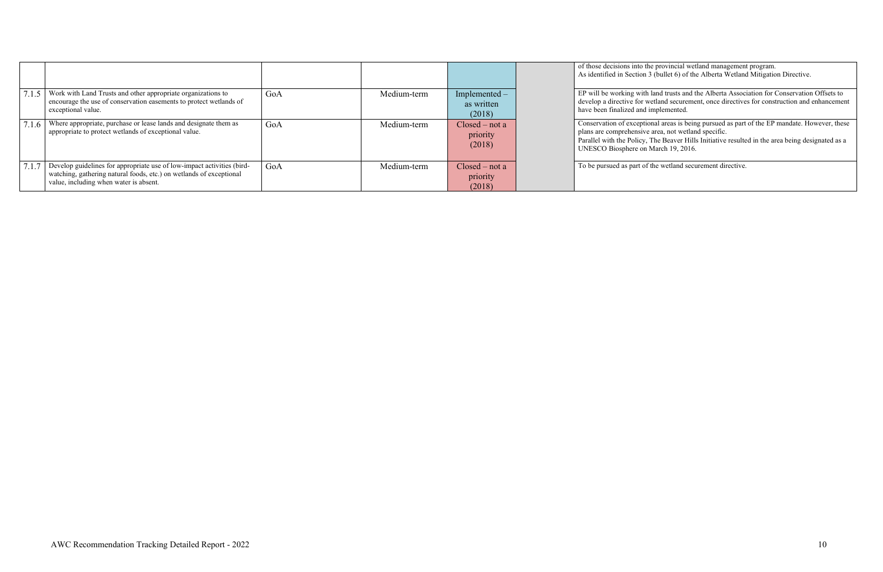| | | | | | | |
|---|---|---|---|---|---|---|
| | | | | | | of those decisions into the provincial wetland management program. As identified in Section 3 (bullet 6) of the Alberta Wetland Mitigation Directive. |
| 7.1.5 | Work with Land Trusts and other appropriate organizations to encourage the use of conservation easements to protect wetlands of exceptional value. | GoA | Medium-term | Implemented – as written (2018) | | EP will be working with land trusts and the Alberta Association for Conservation Offsets to develop a directive for wetland securement, once directives for construction and enhancement have been finalized and implemented. |
| 7.1.6 | Where appropriate, purchase or lease lands and designate them as appropriate to protect wetlands of exceptional value. | GoA | Medium-term | Closed – not a priority (2018) | | Conservation of exceptional areas is being pursued as part of the EP mandate. However, these plans are comprehensive area, not wetland specific. Parallel with the Policy, The Beaver Hills Initiative resulted in the area being designated as a UNESCO Biosphere on March 19, 2016. |
| 7.1.7 | Develop guidelines for appropriate use of low-impact activities (bird-watching, gathering natural foods, etc.) on wetlands of exceptional value, including when water is absent. | GoA | Medium-term | Closed – not a priority (2018) | | To be pursued as part of the wetland securement directive. |